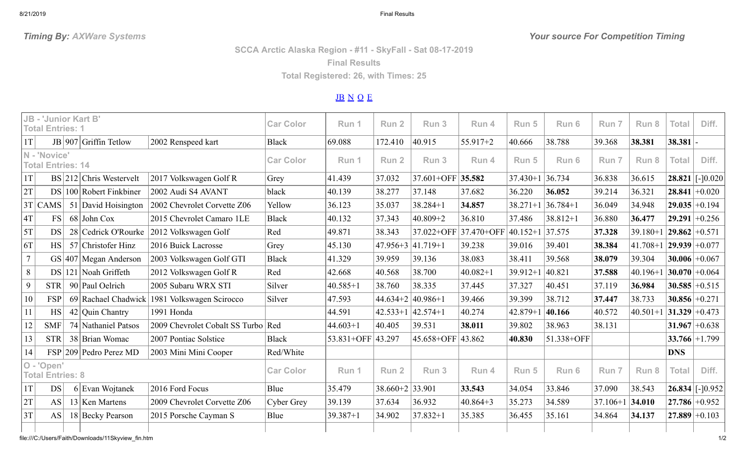*Timing By: AXWare Systems* *Your source For Competition Timing*

**SCCA Arctic Alaska Region - #11 - SkyFall - Sat 08-17-2019**

**Final Results**

**Total Registered: 26, with Times: 25**

JB N O E

| JB - 'Junior Kart B' Total Entries: 1 | | | | | Car Color | Run 1 | Run 2 | Run 3 | Run 4 | Run 5 | Run 6 | Run 7 | Run 8 | Total | Diff. |
|---|---|---|---|---|---|---|---|---|---|---|---|---|---|---|---|
| 1T | JB | 907 | Griffin Tetlow | 2002 Renspeed kart | Black | 69.088 | 172.410 | 40.915 | 55.917+2 | 40.666 | 38.788 | 39.368 | **38.381** | **38.381** | - |
| **N - 'Novice' Total Entries: 14** | | | | | **Car Color** | **Run 1** | **Run 2** | **Run 3** | **Run 4** | **Run 5** | **Run 6** | **Run 7** | **Run 8** | **Total** | **Diff.** |
| 1T | BS | 212 | Chris Westervelt | 2017 Volkswagen Golf R | Grey | 41.439 | 37.032 | 37.601+OFF | **35.582** | 37.430+1 | 36.734 | 36.838 | 36.615 | **28.821** | [-]0.020 |
| 2T | DS | 100 | Robert Finkbiner | 2002 Audi S4 AVANT | black | 40.139 | 38.277 | 37.148 | 37.682 | 36.220 | **36.052** | 39.214 | 36.321 | **28.841** | +0.020 |
| 3T | CAMS | 51 | David Hoisington | 2002 Chevrolet Corvette Z06 | Yellow | 36.123 | 35.037 | 38.284+1 | **34.857** | 38.271+1 | 36.784+1 | 36.049 | 34.948 | **29.035** | +0.194 |
| 4T | FS | 68 | John Cox | 2015 Chevrolet Camaro 1LE | Black | 40.132 | 37.343 | 40.809+2 | 36.810 | 37.486 | 38.812+1 | 36.880 | **36.477** | **29.291** | +0.256 |
| 5T | DS | 28 | Cedrick O'Rourke | 2012 Volkswagen Golf | Red | 49.871 | 38.343 | 37.022+OFF | 37.470+OFF | 40.152+1 | 37.575 | **37.328** | 39.180+1 | **29.862** | +0.571 |
| 6T | HS | 57 | Christofer Hinz | 2016 Buick Lacrosse | Grey | 45.130 | 47.956+3 | 41.719+1 | 39.238 | 39.016 | 39.401 | **38.384** | 41.708+1 | **29.939** | +0.077 |
| 7 | GS | 407 | Megan Anderson | 2003 Volkswagen Golf GTI | Black | 41.329 | 39.959 | 39.136 | 38.083 | 38.411 | 39.568 | **38.079** | 39.304 | **30.006** | +0.067 |
| 8 | DS | 121 | Noah Griffeth | 2012 Volkswagen Golf R | Red | 42.668 | 40.568 | 38.700 | 40.082+1 | 39.912+1 | 40.821 | **37.588** | 40.196+1 | **30.070** | +0.064 |
| 9 | STR | 90 | Paul Oelrich | 2005 Subaru WRX STI | Silver | 40.585+1 | 38.760 | 38.335 | 37.445 | 37.327 | 40.451 | 37.119 | **36.984** | **30.585** | +0.515 |
| 10 | FSP | 69 | Rachael Chadwick | 1981 Volkswagen Scirocco | Silver | 47.593 | 44.634+2 | 40.986+1 | 39.466 | 39.399 | 38.712 | **37.447** | 38.733 | **30.856** | +0.271 |
| 11 | HS | 42 | Quin Chantry | 1991 Honda | | 44.591 | 42.533+1 | 42.574+1 | 40.274 | 42.879+1 | **40.166** | 40.572 | 40.501+1 | **31.329** | +0.473 |
| 12 | SMF | 74 | Nathaniel Patsos | 2009 Chevrolet Cobalt SS Turbo | Red | 44.603+1 | 40.405 | 39.531 | **38.011** | 39.802 | 38.963 | 38.131 | | **31.967** | +0.638 |
| 13 | STR | 38 | Brian Womac | 2007 Pontiac Solstice | Black | 53.831+OFF | 43.297 | 45.658+OFF | 43.862 | **40.830** | 51.338+OFF | | | **33.766** | +1.799 |
| 14 | FSP | 209 | Pedro Perez MD | 2003 Mini Mini Cooper | Red/White | | | | | | | | | **DNS** | |
| **O - 'Open' Total Entries: 8** | | | | | **Car Color** | **Run 1** | **Run 2** | **Run 3** | **Run 4** | **Run 5** | **Run 6** | **Run 7** | **Run 8** | **Total** | **Diff.** |
| 1T | DS | 6 | Evan Wojtanek | 2016 Ford Focus | Blue | 35.479 | 38.660+2 | 33.901 | **33.543** | 34.054 | 33.846 | 37.090 | 38.543 | **26.834** | [-]0.952 |
| 2T | AS | 13 | Ken Martens | 2009 Chevrolet Corvette Z06 | Cyber Grey | 39.139 | 37.634 | 36.932 | 40.864+3 | 35.273 | 34.589 | 37.106+1 | **34.010** | **27.786** | +0.952 |
| 3T | AS | 18 | Becky Pearson | 2015 Porsche Cayman S | Blue | 39.387+1 | 34.902 | 37.832+1 | 35.385 | 36.455 | 35.161 | 34.864 | **34.137** | **27.889** | +0.103 |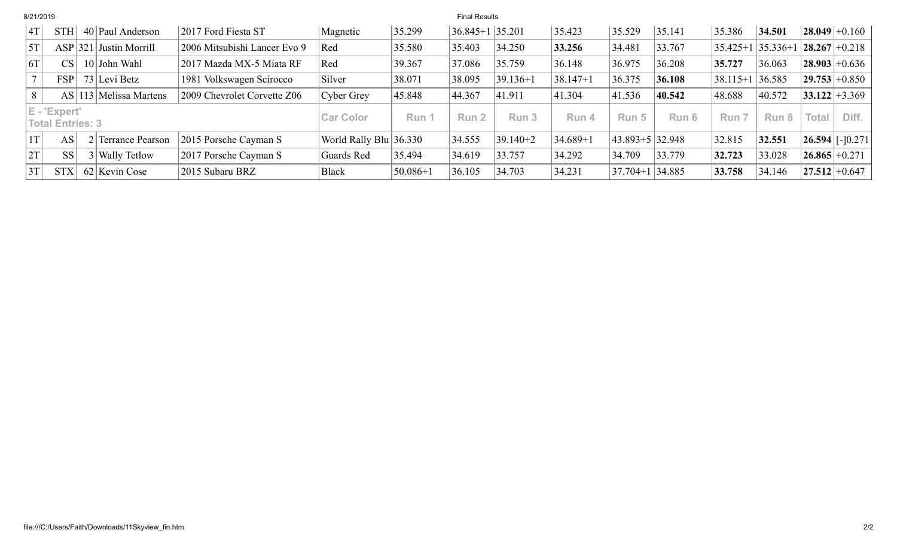| | | | | | | | | | | | | | | | | |
|---|---|---|---|---|---|---|---|---|---|---|---|---|---|---|---|---|
| 4T | STH | 40 | Paul Anderson | 2017 Ford Fiesta ST | Magnetic | 35.299 | 36.845+1 | 35.201 | 35.423 | 35.529 | 35.141 | 35.386 | **34.501** | **28.049** | +0.160 |
| 5T | ASP | 321 | Justin Morrill | 2006 Mitsubishi Lancer Evo 9 | Red | 35.580 | 35.403 | 34.250 | **33.256** | 34.481 | 33.767 | 35.425+1 | 35.336+1 | **28.267** | +0.218 |
| 6T | CS | 10 | John Wahl | 2017 Mazda MX-5 Miata RF | Red | 39.367 | 37.086 | 35.759 | 36.148 | 36.975 | 36.208 | **35.727** | 36.063 | **28.903** | +0.636 |
| 7 | FSP | 73 | Levi Betz | 1981 Volkswagen Scirocco | Silver | 38.071 | 38.095 | 39.136+1 | 38.147+1 | 36.375 | **36.108** | 38.115+1 | 36.585 | **29.753** | +0.850 |
| 8 | AS | 113 | Melissa Martens | 2009 Chevrolet Corvette Z06 | Cyber Grey | 45.848 | 44.367 | 41.911 | 41.304 | 41.536 | **40.542** | 48.688 | 40.572 | **33.122** | +3.369 |
| **E - 'Expert' Total Entries: 3** | | | | | **Car Color** | **Run 1** | **Run 2** | **Run 3** | **Run 4** | **Run 5** | **Run 6** | **Run 7** | **Run 8** | **Total** | **Diff.** |
| 1T | AS | 2 | Terrance Pearson | 2015 Porsche Cayman S | World Rally Blu | 36.330 | 34.555 | 39.140+2 | 34.689+1 | 43.893+5 | 32.948 | 32.815 | **32.551** | **26.594** | [-]0.271 |
| 2T | SS | 3 | Wally Tetlow | 2017 Porsche Cayman S | Guards Red | 35.494 | 34.619 | 33.757 | 34.292 | 34.709 | 33.779 | **32.723** | 33.028 | **26.865** | +0.271 |
| 3T | STX | 62 | Kevin Cose | 2015 Subaru BRZ | Black | 50.086+1 | 36.105 | 34.703 | 34.231 | 37.704+1 | 34.885 | **33.758** | 34.146 | **27.512** | +0.647 |